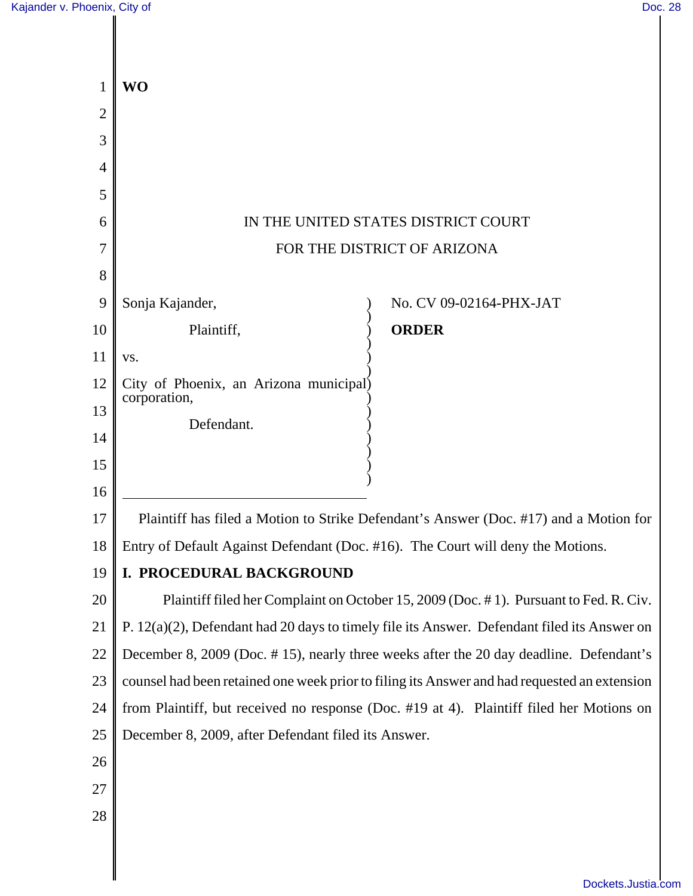**WO**

IN THE UNITED STATES DISTRICT COURT

FOR THE DISTRICT OF ARIZONA

Sonja Kajander,

Plaintiff,

vs.

City of Phoenix, an Arizona municipal corporation,

Defendant.

No. CV 09-02164-PHX-JAT

**ORDER**

Plaintiff has filed a Motion to Strike Defendant's Answer (Doc. #17) and a Motion for Entry of Default Against Defendant (Doc. #16). The Court will deny the Motions.

## I. PROCEDURAL BACKGROUND

Plaintiff filed her Complaint on October 15, 2009 (Doc. # 1). Pursuant to Fed. R. Civ. P. 12(a)(2), Defendant had 20 days to timely file its Answer. Defendant filed its Answer on December 8, 2009 (Doc. # 15), nearly three weeks after the 20 day deadline. Defendant's counsel had been retained one week prior to filing its Answer and had requested an extension from Plaintiff, but received no response (Doc. #19 at 4). Plaintiff filed her Motions on December 8, 2009, after Defendant filed its Answer.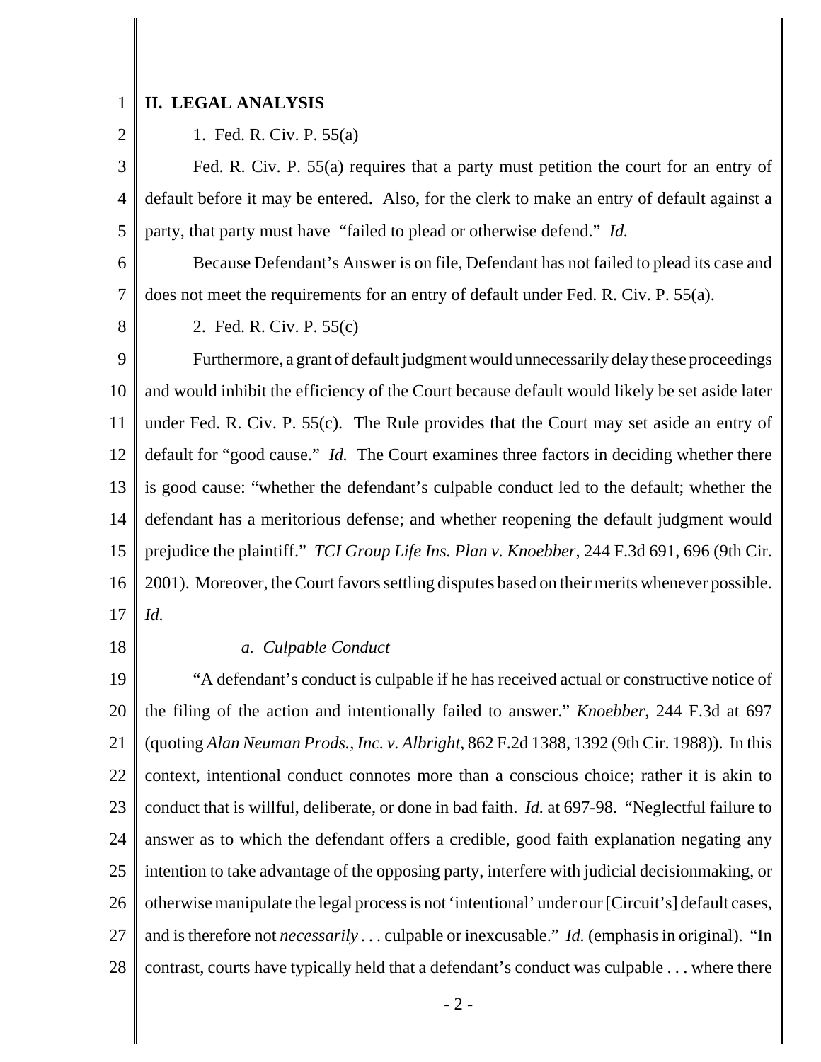## II. LEGAL ANALYSIS

1. Fed. R. Civ. P. 55(a)

Fed. R. Civ. P. 55(a) requires that a party must petition the court for an entry of default before it may be entered. Also, for the clerk to make an entry of default against a party, that party must have "failed to plead or otherwise defend." *Id.*

Because Defendant's Answer is on file, Defendant has not failed to plead its case and does not meet the requirements for an entry of default under Fed. R. Civ. P. 55(a).

2. Fed. R. Civ. P. 55(c)

Furthermore, a grant of default judgment would unnecessarily delay these proceedings and would inhibit the efficiency of the Court because default would likely be set aside later under Fed. R. Civ. P. 55(c). The Rule provides that the Court may set aside an entry of default for "good cause." *Id.* The Court examines three factors in deciding whether there is good cause: "whether the defendant's culpable conduct led to the default; whether the defendant has a meritorious defense; and whether reopening the default judgment would prejudice the plaintiff." *TCI Group Life Ins. Plan v. Knoebber*, 244 F.3d 691, 696 (9th Cir. 2001). Moreover, the Court favors settling disputes based on their merits whenever possible. *Id.*

*a. Culpable Conduct*

"A defendant's conduct is culpable if he has received actual or constructive notice of the filing of the action and intentionally failed to answer." *Knoebber*, 244 F.3d at 697 (quoting *Alan Neuman Prods., Inc. v. Albright*, 862 F.2d 1388, 1392 (9th Cir. 1988)). In this context, intentional conduct connotes more than a conscious choice; rather it is akin to conduct that is willful, deliberate, or done in bad faith. *Id.* at 697-98. "Neglectful failure to answer as to which the defendant offers a credible, good faith explanation negating any intention to take advantage of the opposing party, interfere with judicial decisionmaking, or otherwise manipulate the legal process is not 'intentional' under our [Circuit's] default cases, and is therefore not *necessarily* . . . culpable or inexcusable." *Id.* (emphasis in original). "In contrast, courts have typically held that a defendant's conduct was culpable . . . where there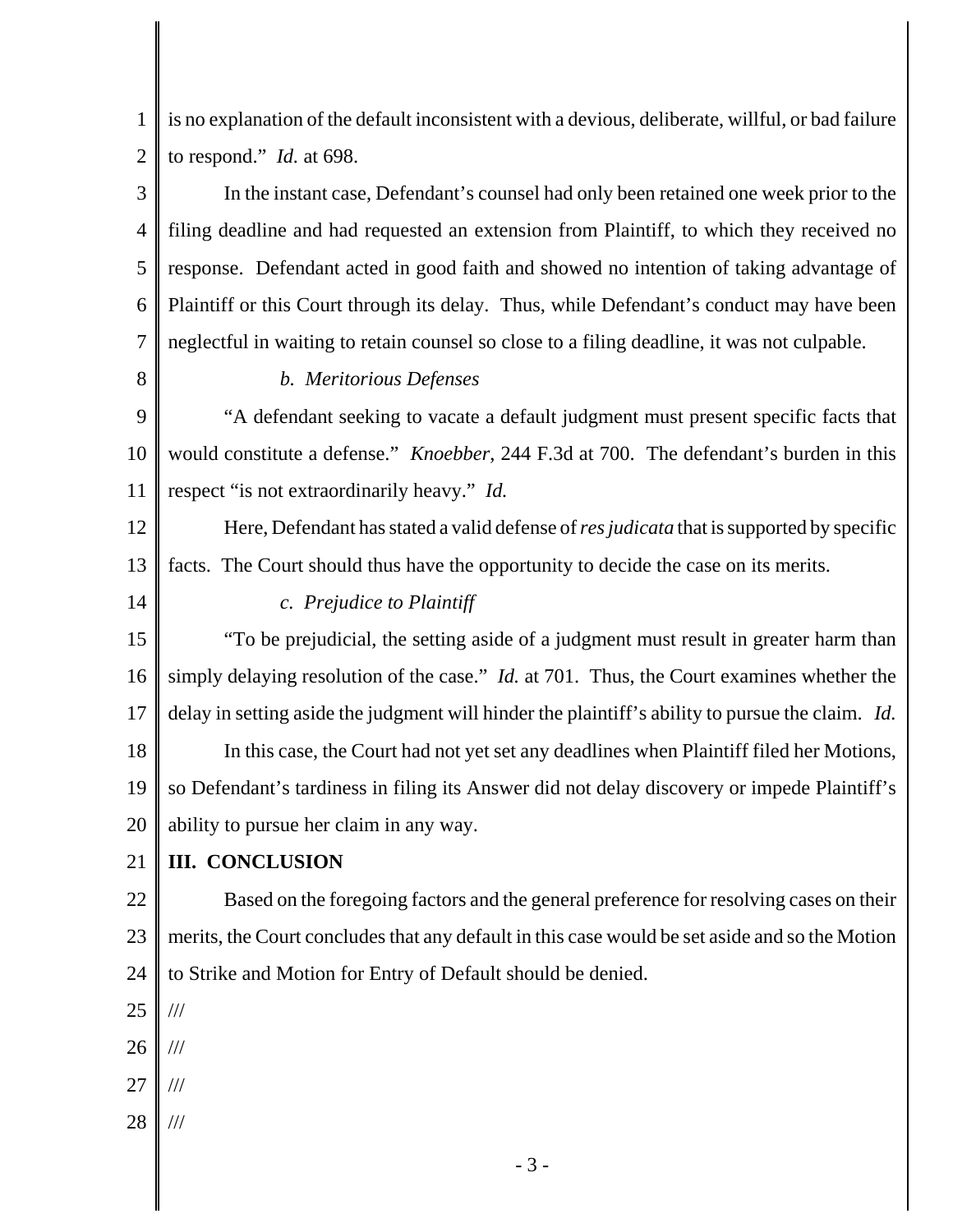is no explanation of the default inconsistent with a devious, deliberate, willful, or bad failure to respond." *Id.* at 698.

In the instant case, Defendant's counsel had only been retained one week prior to the filing deadline and had requested an extension from Plaintiff, to which they received no response. Defendant acted in good faith and showed no intention of taking advantage of Plaintiff or this Court through its delay. Thus, while Defendant's conduct may have been neglectful in waiting to retain counsel so close to a filing deadline, it was not culpable.

*b. Meritorious Defenses*

"A defendant seeking to vacate a default judgment must present specific facts that would constitute a defense." *Knoebber*, 244 F.3d at 700. The defendant's burden in this respect "is not extraordinarily heavy." *Id.*

Here, Defendant has stated a valid defense of *res judicata* that is supported by specific facts. The Court should thus have the opportunity to decide the case on its merits.

*c. Prejudice to Plaintiff*

"To be prejudicial, the setting aside of a judgment must result in greater harm than simply delaying resolution of the case." *Id.* at 701. Thus, the Court examines whether the delay in setting aside the judgment will hinder the plaintiff's ability to pursue the claim. *Id.*

In this case, the Court had not yet set any deadlines when Plaintiff filed her Motions, so Defendant's tardiness in filing its Answer did not delay discovery or impede Plaintiff's ability to pursue her claim in any way.

**III. CONCLUSION**

Based on the foregoing factors and the general preference for resolving cases on their merits, the Court concludes that any default in this case would be set aside and so the Motion to Strike and Motion for Entry of Default should be denied.

///

///

///

///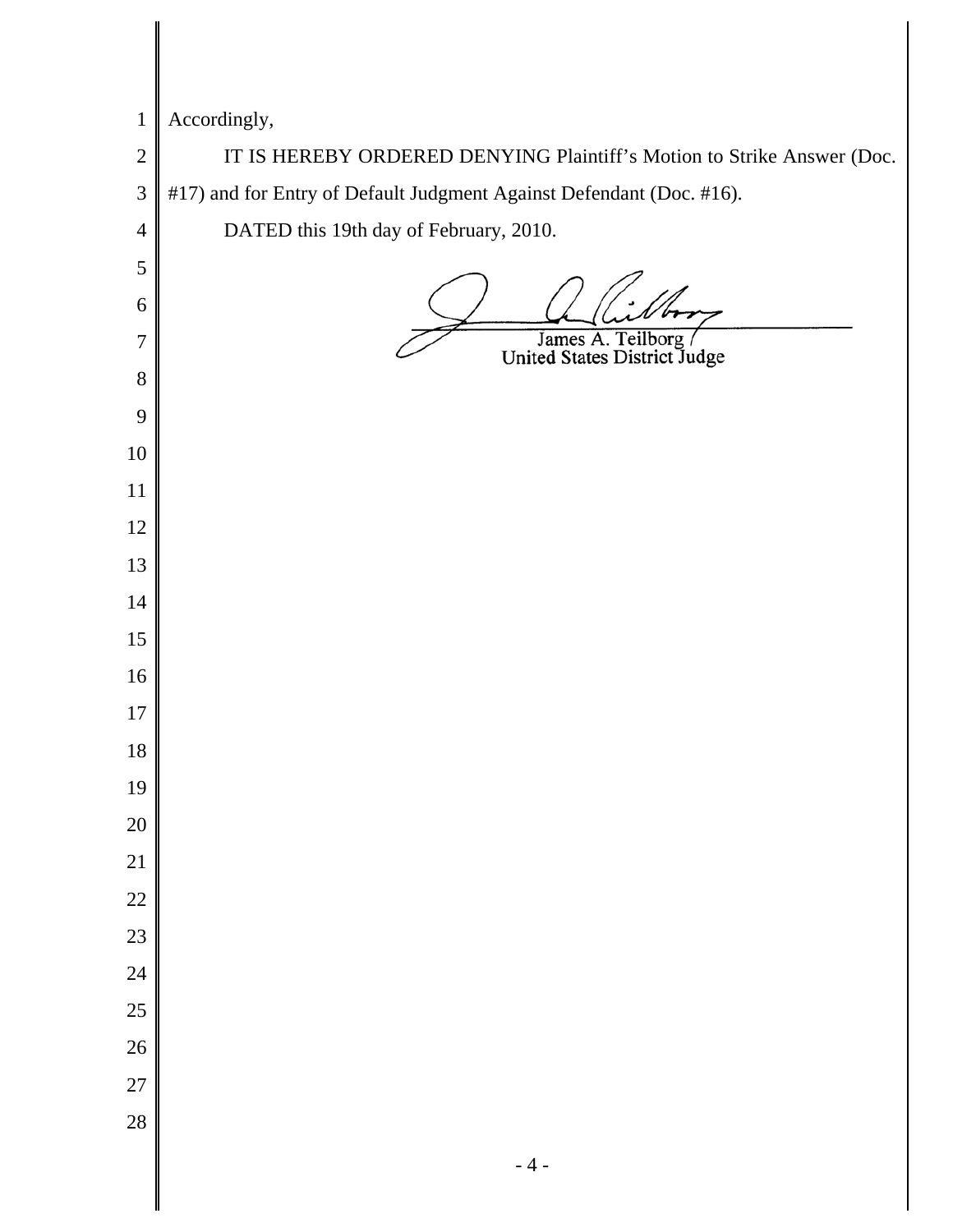Accordingly,

IT IS HEREBY ORDERED DENYING Plaintiff's Motion to Strike Answer (Doc. #17) and for Entry of Default Judgment Against Defendant (Doc. #16).

DATED this 19th day of February, 2010.

James A. Teilborg
United States District Judge